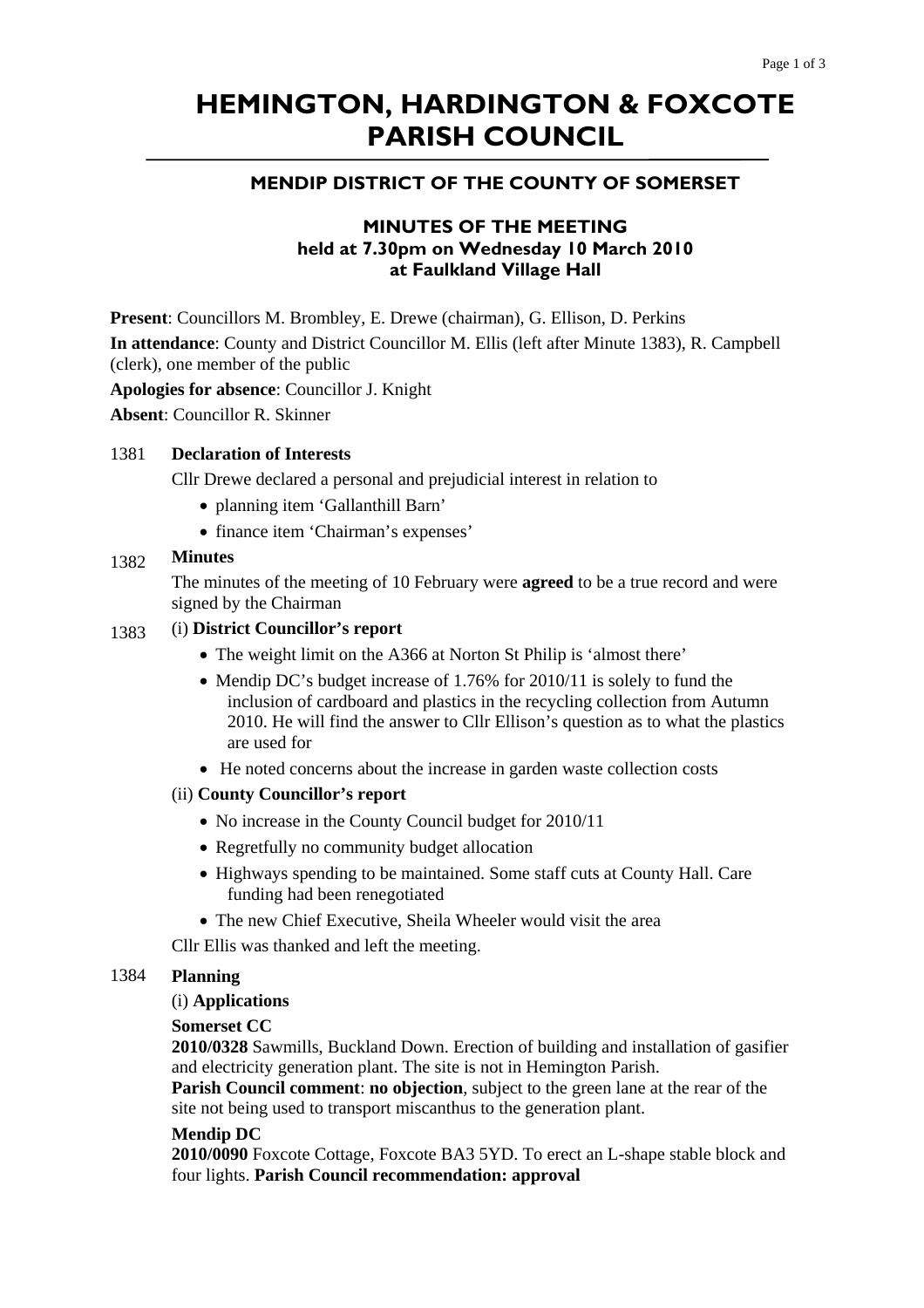# HEMINGTON, HARDINGTON & FOXCOTE PARISH COUNCIL

## MENDIP DISTRICT OF THE COUNTY OF SOMERSET

### MINUTES OF THE MEETING
### held at 7.30pm on Wednesday 10 March 2010
### at Faulkland Village Hall

**Present**: Councillors M. Brombley, E. Drewe (chairman), G. Ellison, D. Perkins

**In attendance**: County and District Councillor M. Ellis (left after Minute 1383), R. Campbell (clerk), one member of the public

**Apologies for absence**: Councillor J. Knight

**Absent**: Councillor R. Skinner

1381 **Declaration of Interests**

Cllr Drewe declared a personal and prejudicial interest in relation to

- planning item 'Gallanthill Barn'
- finance item 'Chairman's expenses'

1382 **Minutes**

The minutes of the meeting of 10 February were **agreed** to be a true record and were signed by the Chairman

1383 (i) **District Councillor's report**

- The weight limit on the A366 at Norton St Philip is 'almost there'
- Mendip DC's budget increase of 1.76% for 2010/11 is solely to fund the inclusion of cardboard and plastics in the recycling collection from Autumn 2010. He will find the answer to Cllr Ellison's question as to what the plastics are used for
- He noted concerns about the increase in garden waste collection costs

(ii) **County Councillor's report**

- No increase in the County Council budget for 2010/11
- Regretfully no community budget allocation
- Highways spending to be maintained. Some staff cuts at County Hall. Care funding had been renegotiated
- The new Chief Executive, Sheila Wheeler would visit the area

Cllr Ellis was thanked and left the meeting.

1384 **Planning**

(i) **Applications**

**Somerset CC**

**2010/0328** Sawmills, Buckland Down. Erection of building and installation of gasifier and electricity generation plant. The site is not in Hemington Parish.

**Parish Council comment**: **no objection**, subject to the green lane at the rear of the site not being used to transport miscanthus to the generation plant.

**Mendip DC**

**2010/0090** Foxcote Cottage, Foxcote BA3 5YD. To erect an L-shape stable block and four lights. **Parish Council recommendation: approval**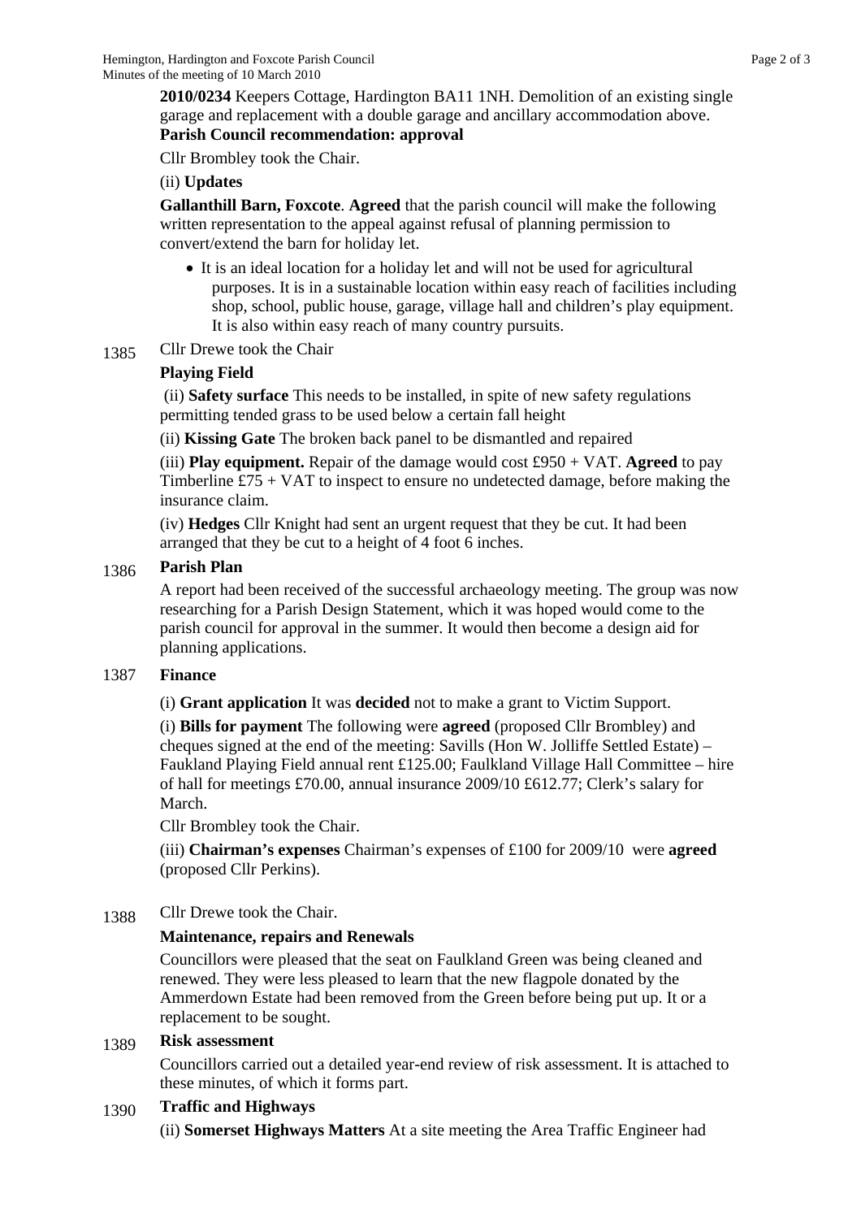**2010/0234** Keepers Cottage, Hardington BA11 1NH. Demolition of an existing single garage and replacement with a double garage and ancillary accommodation above.
**Parish Council recommendation: approval**

Cllr Brombley took the Chair.

(ii) **Updates**

**Gallanthill Barn, Foxcote**. **Agreed** that the parish council will make the following written representation to the appeal against refusal of planning permission to convert/extend the barn for holiday let.

- It is an ideal location for a holiday let and will not be used for agricultural purposes. It is in a sustainable location within easy reach of facilities including shop, school, public house, garage, village hall and children's play equipment. It is also within easy reach of many country pursuits.

1385 Cllr Drewe took the Chair

**Playing Field**

(ii) **Safety surface** This needs to be installed, in spite of new safety regulations permitting tended grass to be used below a certain fall height

(ii) **Kissing Gate** The broken back panel to be dismantled and repaired

(iii) **Play equipment.** Repair of the damage would cost £950 + VAT. **Agreed** to pay Timberline £75 + VAT to inspect to ensure no undetected damage, before making the insurance claim.

(iv) **Hedges** Cllr Knight had sent an urgent request that they be cut. It had been arranged that they be cut to a height of 4 foot 6 inches.

1386 **Parish Plan**

A report had been received of the successful archaeology meeting. The group was now researching for a Parish Design Statement, which it was hoped would come to the parish council for approval in the summer. It would then become a design aid for planning applications.

1387 **Finance**

(i) **Grant application** It was **decided** not to make a grant to Victim Support.

(i) **Bills for payment** The following were **agreed** (proposed Cllr Brombley) and cheques signed at the end of the meeting: Savills (Hon W. Jolliffe Settled Estate) – Faukland Playing Field annual rent £125.00; Faulkland Village Hall Committee – hire of hall for meetings £70.00, annual insurance 2009/10 £612.77; Clerk's salary for March.

Cllr Brombley took the Chair.

(iii) **Chairman's expenses** Chairman's expenses of £100 for 2009/10 were **agreed** (proposed Cllr Perkins).

1388 Cllr Drewe took the Chair.

**Maintenance, repairs and Renewals**

Councillors were pleased that the seat on Faulkland Green was being cleaned and renewed. They were less pleased to learn that the new flagpole donated by the Ammerdown Estate had been removed from the Green before being put up. It or a replacement to be sought.

1389 **Risk assessment**

Councillors carried out a detailed year-end review of risk assessment. It is attached to these minutes, of which it forms part.

1390 **Traffic and Highways**

(ii) **Somerset Highways Matters** At a site meeting the Area Traffic Engineer had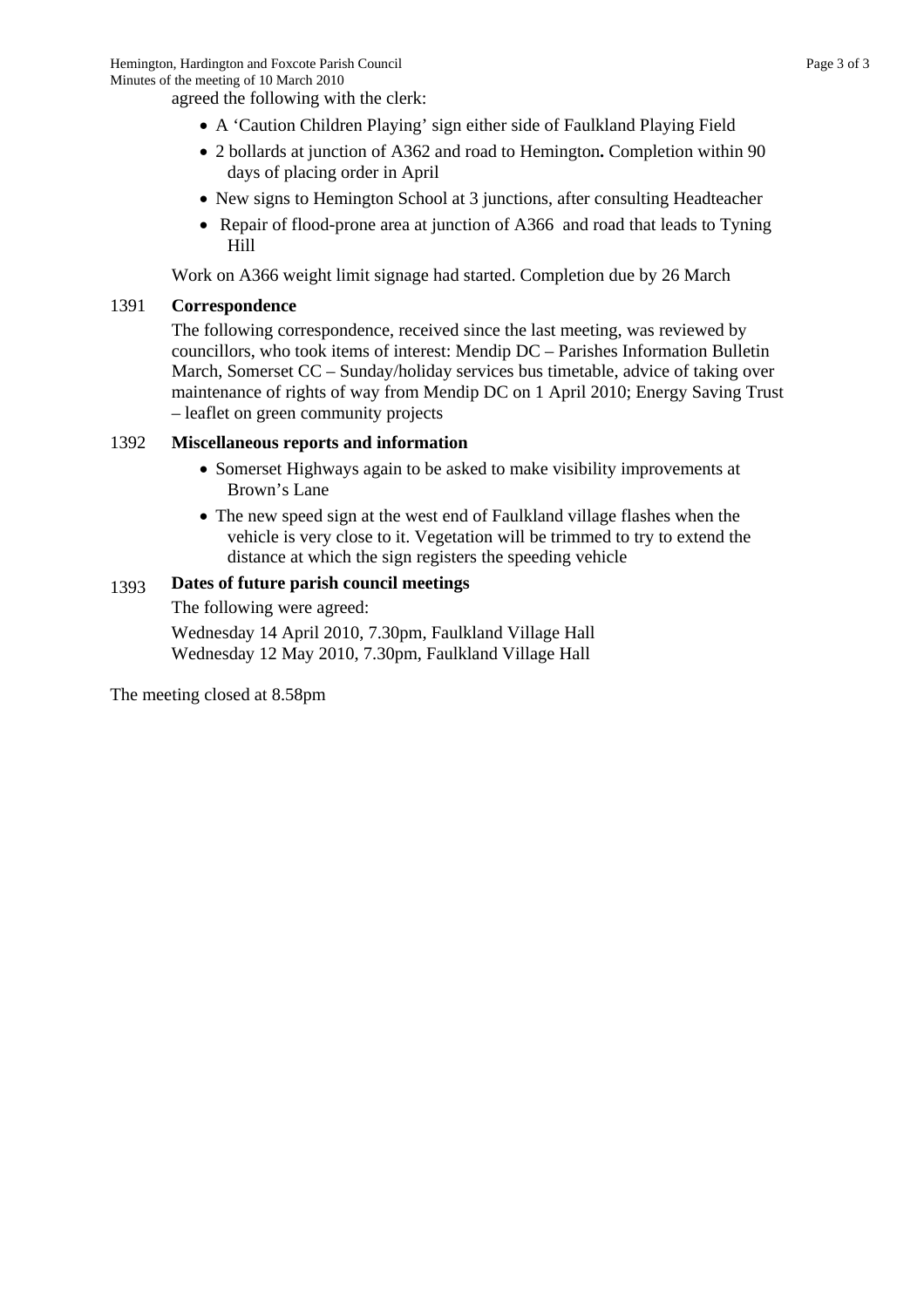agreed the following with the clerk:

- A 'Caution Children Playing' sign either side of Faulkland Playing Field
- 2 bollards at junction of A362 and road to Hemington**.** Completion within 90 days of placing order in April
- New signs to Hemington School at 3 junctions, after consulting Headteacher
- Repair of flood-prone area at junction of A366 and road that leads to Tyning Hill

Work on A366 weight limit signage had started. Completion due by 26 March

1391 **Correspondence**

The following correspondence, received since the last meeting, was reviewed by councillors, who took items of interest: Mendip DC – Parishes Information Bulletin March, Somerset CC – Sunday/holiday services bus timetable, advice of taking over maintenance of rights of way from Mendip DC on 1 April 2010; Energy Saving Trust – leaflet on green community projects

1392 **Miscellaneous reports and information**

- Somerset Highways again to be asked to make visibility improvements at Brown's Lane
- The new speed sign at the west end of Faulkland village flashes when the vehicle is very close to it. Vegetation will be trimmed to try to extend the distance at which the sign registers the speeding vehicle

1393 **Dates of future parish council meetings**

The following were agreed:

Wednesday 14 April 2010, 7.30pm, Faulkland Village Hall
Wednesday 12 May 2010, 7.30pm, Faulkland Village Hall

The meeting closed at 8.58pm